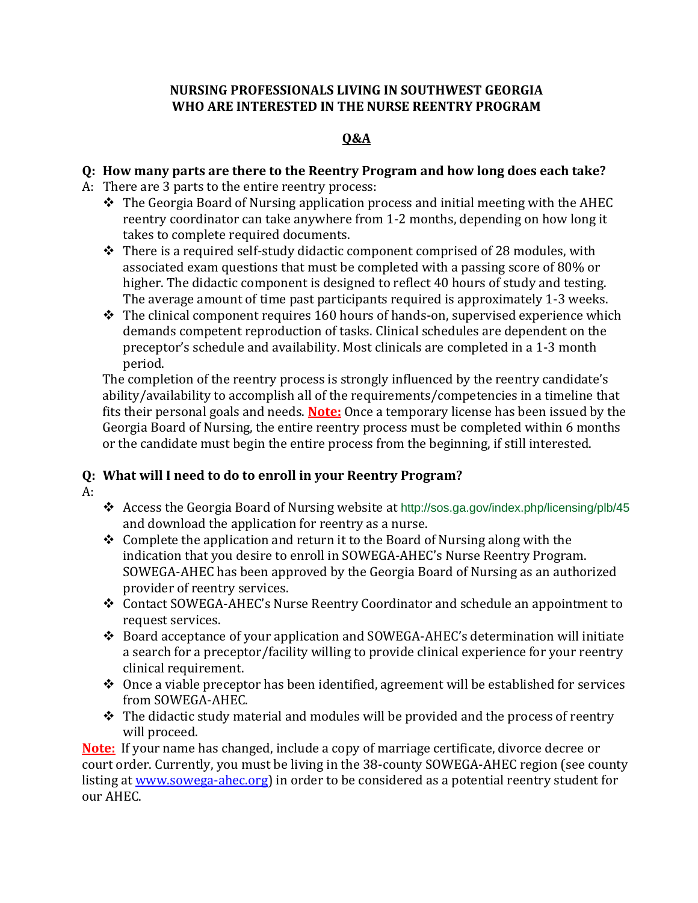# NURSING PROFESSIONALS LIVING IN SOUTHWEST GEORGIA WHO ARE INTERESTED IN THE NURSE REENTRY PROGRAM

## Q&A

**Q: How many parts are there to the Reentry Program and how long does each take?**

A: There are 3 parts to the entire reentry process:

- The Georgia Board of Nursing application process and initial meeting with the AHEC reentry coordinator can take anywhere from 1-2 months, depending on how long it takes to complete required documents.
- There is a required self-study didactic component comprised of 28 modules, with associated exam questions that must be completed with a passing score of 80% or higher. The didactic component is designed to reflect 40 hours of study and testing. The average amount of time past participants required is approximately 1-3 weeks.
- The clinical component requires 160 hours of hands-on, supervised experience which demands competent reproduction of tasks. Clinical schedules are dependent on the preceptor's schedule and availability. Most clinicals are completed in a 1-3 month period.

The completion of the reentry process is strongly influenced by the reentry candidate's ability/availability to accomplish all of the requirements/competencies in a timeline that fits their personal goals and needs. **Note:** Once a temporary license has been issued by the Georgia Board of Nursing, the entire reentry process must be completed within 6 months or the candidate must begin the entire process from the beginning, if still interested.

**Q: What will I need to do to enroll in your Reentry Program?**

A:

- Access the Georgia Board of Nursing website at http://sos.ga.gov/index.php/licensing/plb/45 and download the application for reentry as a nurse.
- Complete the application and return it to the Board of Nursing along with the indication that you desire to enroll in SOWEGA-AHEC's Nurse Reentry Program. SOWEGA-AHEC has been approved by the Georgia Board of Nursing as an authorized provider of reentry services.
- Contact SOWEGA-AHEC's Nurse Reentry Coordinator and schedule an appointment to request services.
- Board acceptance of your application and SOWEGA-AHEC's determination will initiate a search for a preceptor/facility willing to provide clinical experience for your reentry clinical requirement.
- Once a viable preceptor has been identified, agreement will be established for services from SOWEGA-AHEC.
- The didactic study material and modules will be provided and the process of reentry will proceed.

**Note:** If your name has changed, include a copy of marriage certificate, divorce decree or court order. Currently, you must be living in the 38-county SOWEGA-AHEC region (see county listing at www.sowega-ahec.org) in order to be considered as a potential reentry student for our AHEC.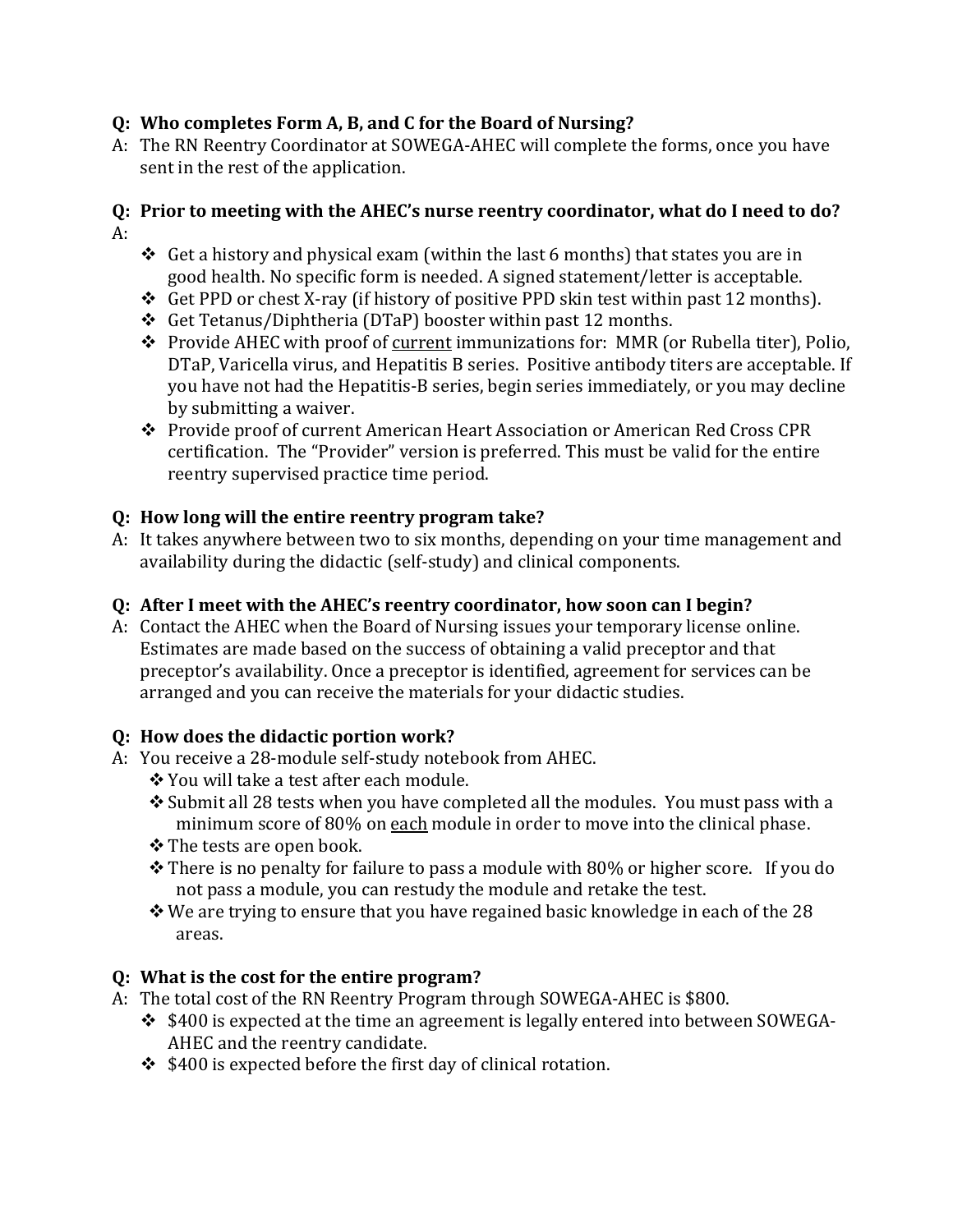**Q: Who completes Form A, B, and C for the Board of Nursing?**

A: The RN Reentry Coordinator at SOWEGA-AHEC will complete the forms, once you have sent in the rest of the application.

**Q: Prior to meeting with the AHEC's nurse reentry coordinator, what do I need to do?**

A:

- Get a history and physical exam (within the last 6 months) that states you are in good health. No specific form is needed. A signed statement/letter is acceptable.
- Get PPD or chest X-ray (if history of positive PPD skin test within past 12 months).
- Get Tetanus/Diphtheria (DTaP) booster within past 12 months.
- Provide AHEC with proof of <u>current</u> immunizations for: MMR (or Rubella titer), Polio, DTaP, Varicella virus, and Hepatitis B series. Positive antibody titers are acceptable. If you have not had the Hepatitis-B series, begin series immediately, or you may decline by submitting a waiver.
- Provide proof of current American Heart Association or American Red Cross CPR certification. The "Provider" version is preferred. This must be valid for the entire reentry supervised practice time period.

**Q: How long will the entire reentry program take?**

A: It takes anywhere between two to six months, depending on your time management and availability during the didactic (self-study) and clinical components.

**Q: After I meet with the AHEC's reentry coordinator, how soon can I begin?**

A: Contact the AHEC when the Board of Nursing issues your temporary license online. Estimates are made based on the success of obtaining a valid preceptor and that preceptor's availability. Once a preceptor is identified, agreement for services can be arranged and you can receive the materials for your didactic studies.

**Q: How does the didactic portion work?**

A: You receive a 28-module self-study notebook from AHEC.

- You will take a test after each module.
- Submit all 28 tests when you have completed all the modules. You must pass with a minimum score of 80% on <u>each</u> module in order to move into the clinical phase.
- The tests are open book.
- There is no penalty for failure to pass a module with 80% or higher score. If you do not pass a module, you can restudy the module and retake the test.
- We are trying to ensure that you have regained basic knowledge in each of the 28 areas.

**Q: What is the cost for the entire program?**

A: The total cost of the RN Reentry Program through SOWEGA-AHEC is $800.

- $400 is expected at the time an agreement is legally entered into between SOWEGA-AHEC and the reentry candidate.
- $400 is expected before the first day of clinical rotation.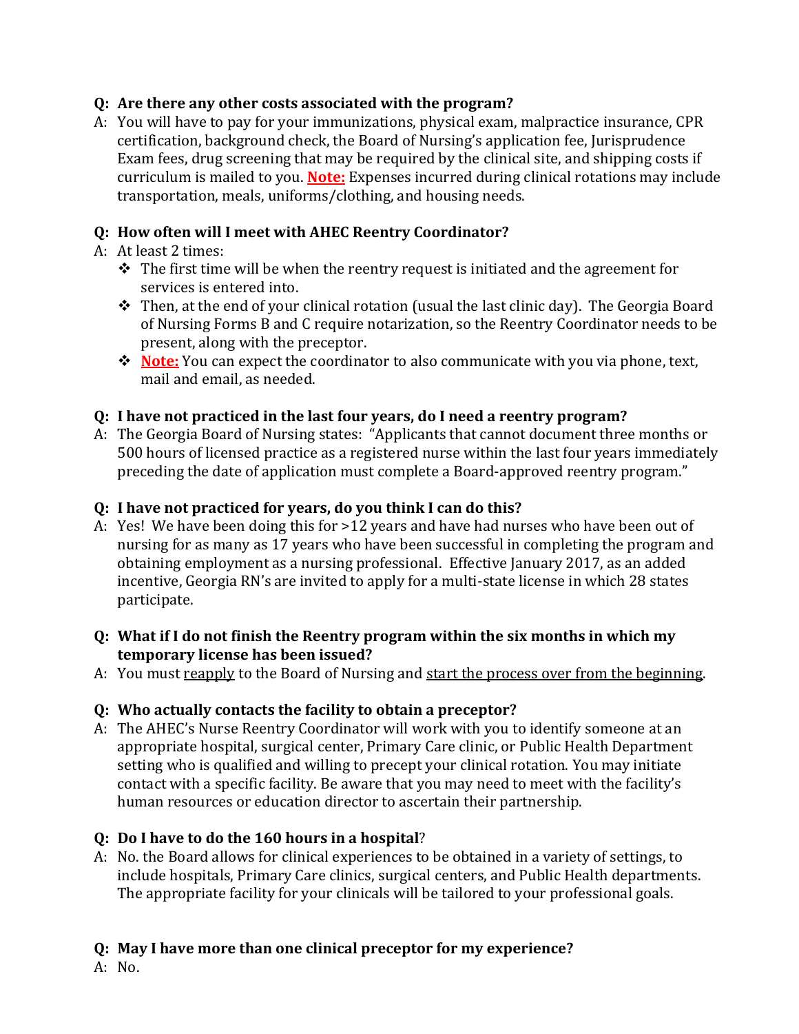**Q: Are there any other costs associated with the program?**

A: You will have to pay for your immunizations, physical exam, malpractice insurance, CPR certification, background check, the Board of Nursing's application fee, Jurisprudence Exam fees, drug screening that may be required by the clinical site, and shipping costs if curriculum is mailed to you. **Note:** Expenses incurred during clinical rotations may include transportation, meals, uniforms/clothing, and housing needs.

**Q: How often will I meet with AHEC Reentry Coordinator?**

A: At least 2 times:

- The first time will be when the reentry request is initiated and the agreement for services is entered into.
- Then, at the end of your clinical rotation (usual the last clinic day). The Georgia Board of Nursing Forms B and C require notarization, so the Reentry Coordinator needs to be present, along with the preceptor.
- **Note:** You can expect the coordinator to also communicate with you via phone, text, mail and email, as needed.

**Q: I have not practiced in the last four years, do I need a reentry program?**

A: The Georgia Board of Nursing states: "Applicants that cannot document three months or 500 hours of licensed practice as a registered nurse within the last four years immediately preceding the date of application must complete a Board-approved reentry program."

**Q: I have not practiced for years, do you think I can do this?**

A: Yes! We have been doing this for >12 years and have had nurses who have been out of nursing for as many as 17 years who have been successful in completing the program and obtaining employment as a nursing professional. Effective January 2017, as an added incentive, Georgia RN's are invited to apply for a multi-state license in which 28 states participate.

**Q: What if I do not finish the Reentry program within the six months in which my temporary license has been issued?**

A: You must reapply to the Board of Nursing and start the process over from the beginning.

**Q: Who actually contacts the facility to obtain a preceptor?**

A: The AHEC's Nurse Reentry Coordinator will work with you to identify someone at an appropriate hospital, surgical center, Primary Care clinic, or Public Health Department setting who is qualified and willing to precept your clinical rotation. You may initiate contact with a specific facility. Be aware that you may need to meet with the facility's human resources or education director to ascertain their partnership.

**Q: Do I have to do the 160 hours in a hospital?**

A: No. the Board allows for clinical experiences to be obtained in a variety of settings, to include hospitals, Primary Care clinics, surgical centers, and Public Health departments. The appropriate facility for your clinicals will be tailored to your professional goals.

**Q: May I have more than one clinical preceptor for my experience?**

A: No.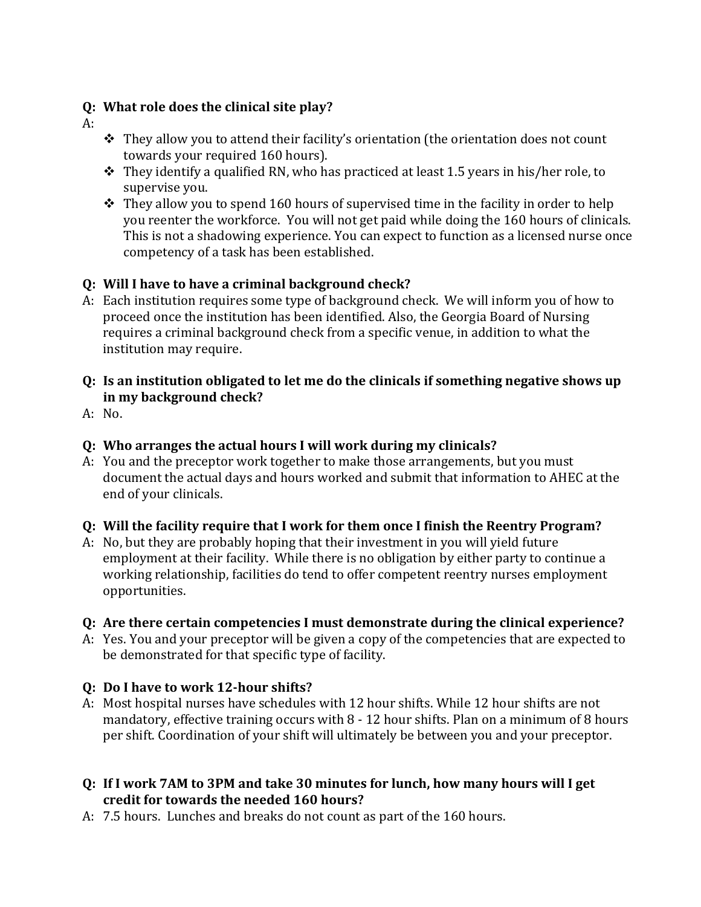**Q: What role does the clinical site play?**

A:

- ❖ They allow you to attend their facility's orientation (the orientation does not count towards your required 160 hours).
- ❖ They identify a qualified RN, who has practiced at least 1.5 years in his/her role, to supervise you.
- ❖ They allow you to spend 160 hours of supervised time in the facility in order to help you reenter the workforce. You will not get paid while doing the 160 hours of clinicals. This is not a shadowing experience. You can expect to function as a licensed nurse once competency of a task has been established.

**Q: Will I have to have a criminal background check?**

A: Each institution requires some type of background check. We will inform you of how to proceed once the institution has been identified. Also, the Georgia Board of Nursing requires a criminal background check from a specific venue, in addition to what the institution may require.

**Q: Is an institution obligated to let me do the clinicals if something negative shows up in my background check?**

A: No.

**Q: Who arranges the actual hours I will work during my clinicals?**

A: You and the preceptor work together to make those arrangements, but you must document the actual days and hours worked and submit that information to AHEC at the end of your clinicals.

**Q: Will the facility require that I work for them once I finish the Reentry Program?**

A: No, but they are probably hoping that their investment in you will yield future employment at their facility. While there is no obligation by either party to continue a working relationship, facilities do tend to offer competent reentry nurses employment opportunities.

**Q: Are there certain competencies I must demonstrate during the clinical experience?**

A: Yes. You and your preceptor will be given a copy of the competencies that are expected to be demonstrated for that specific type of facility.

**Q: Do I have to work 12-hour shifts?**

A: Most hospital nurses have schedules with 12 hour shifts. While 12 hour shifts are not mandatory, effective training occurs with 8 - 12 hour shifts. Plan on a minimum of 8 hours per shift. Coordination of your shift will ultimately be between you and your preceptor.

**Q: If I work 7AM to 3PM and take 30 minutes for lunch, how many hours will I get credit for towards the needed 160 hours?**

A: 7.5 hours. Lunches and breaks do not count as part of the 160 hours.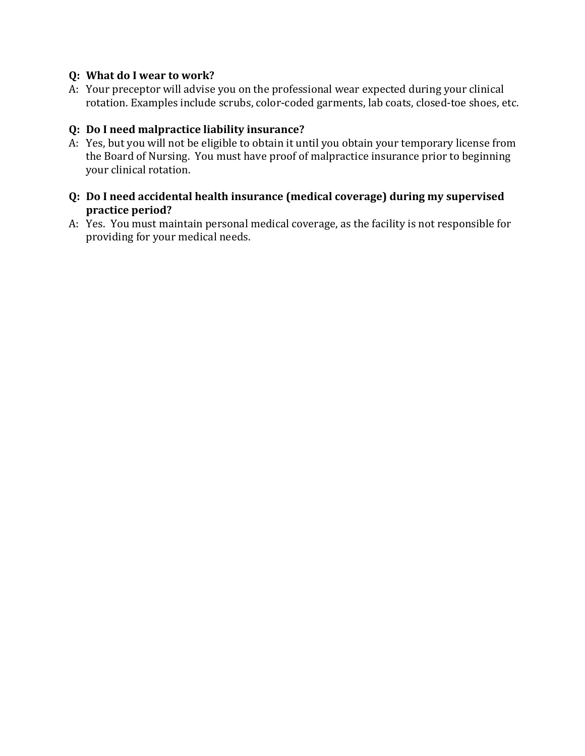**Q: What do I wear to work?**

A: Your preceptor will advise you on the professional wear expected during your clinical rotation. Examples include scrubs, color-coded garments, lab coats, closed-toe shoes, etc.

**Q: Do I need malpractice liability insurance?**

A: Yes, but you will not be eligible to obtain it until you obtain your temporary license from the Board of Nursing. You must have proof of malpractice insurance prior to beginning your clinical rotation.

**Q: Do I need accidental health insurance (medical coverage) during my supervised practice period?**

A: Yes. You must maintain personal medical coverage, as the facility is not responsible for providing for your medical needs.